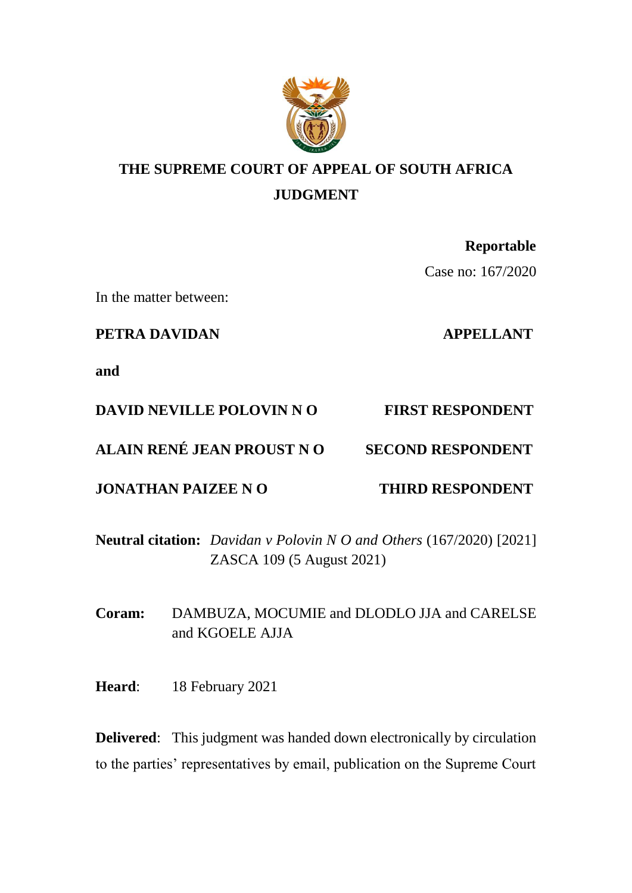# THE SUPREME COURT OF APPEAL OF SOUTH AFRICA
## JUDGMENT

**Reportable**

Case no: 167/2020

In the matter between:

| | |
|---|---|
| **PETRA DAVIDAN** | **APPELLANT** |
| **and** | |
| **DAVID NEVILLE POLOVIN N O** | **FIRST RESPONDENT** |
| **ALAIN RENÉ JEAN PROUST N O** | **SECOND RESPONDENT** |
| **JONATHAN PAIZEE N O** | **THIRD RESPONDENT** |

**Neutral citation:** *Davidan v Polovin N O and Others* (167/2020) [2021] ZASCA 109 (5 August 2021)

**Coram:** DAMBUZA, MOCUMIE and DLODLO JJA and CARELSE and KGOELE AJJA

**Heard**: 18 February 2021

**Delivered**: This judgment was handed down electronically by circulation to the parties' representatives by email, publication on the Supreme Court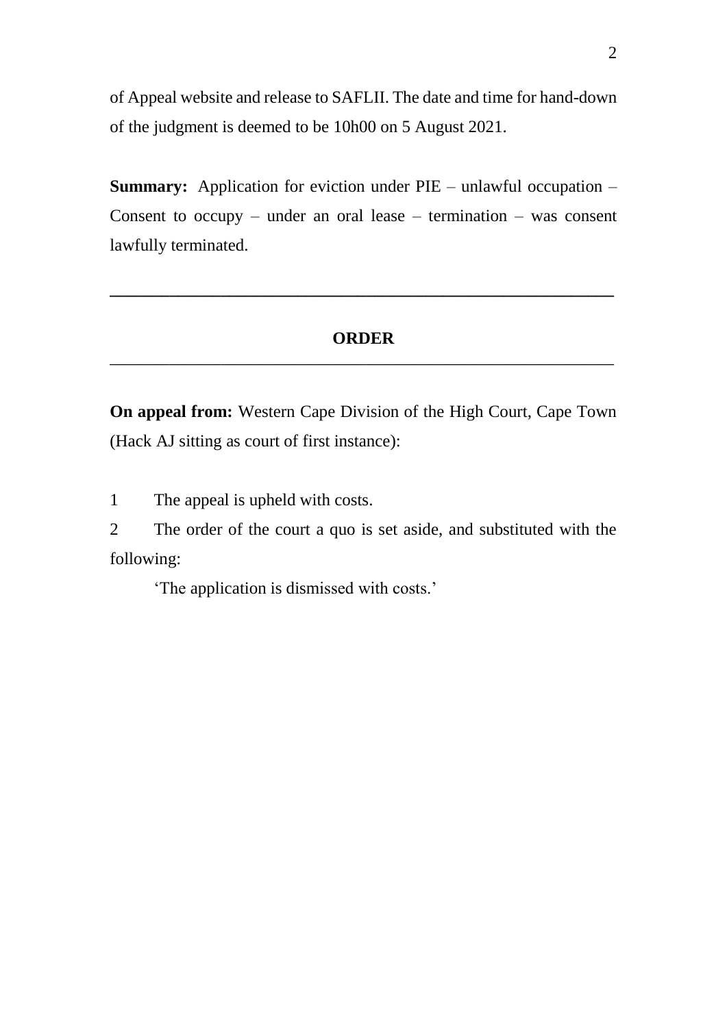of Appeal website and release to SAFLII. The date and time for hand-down of the judgment is deemed to be 10h00 on 5 August 2021.

**Summary:** Application for eviction under PIE – unlawful occupation – Consent to occupy – under an oral lease – termination – was consent lawfully terminated.

---

## ORDER

---

**On appeal from:** Western Cape Division of the High Court, Cape Town (Hack AJ sitting as court of first instance):

1 The appeal is upheld with costs.

2 The order of the court a quo is set aside, and substituted with the following:

'The application is dismissed with costs.'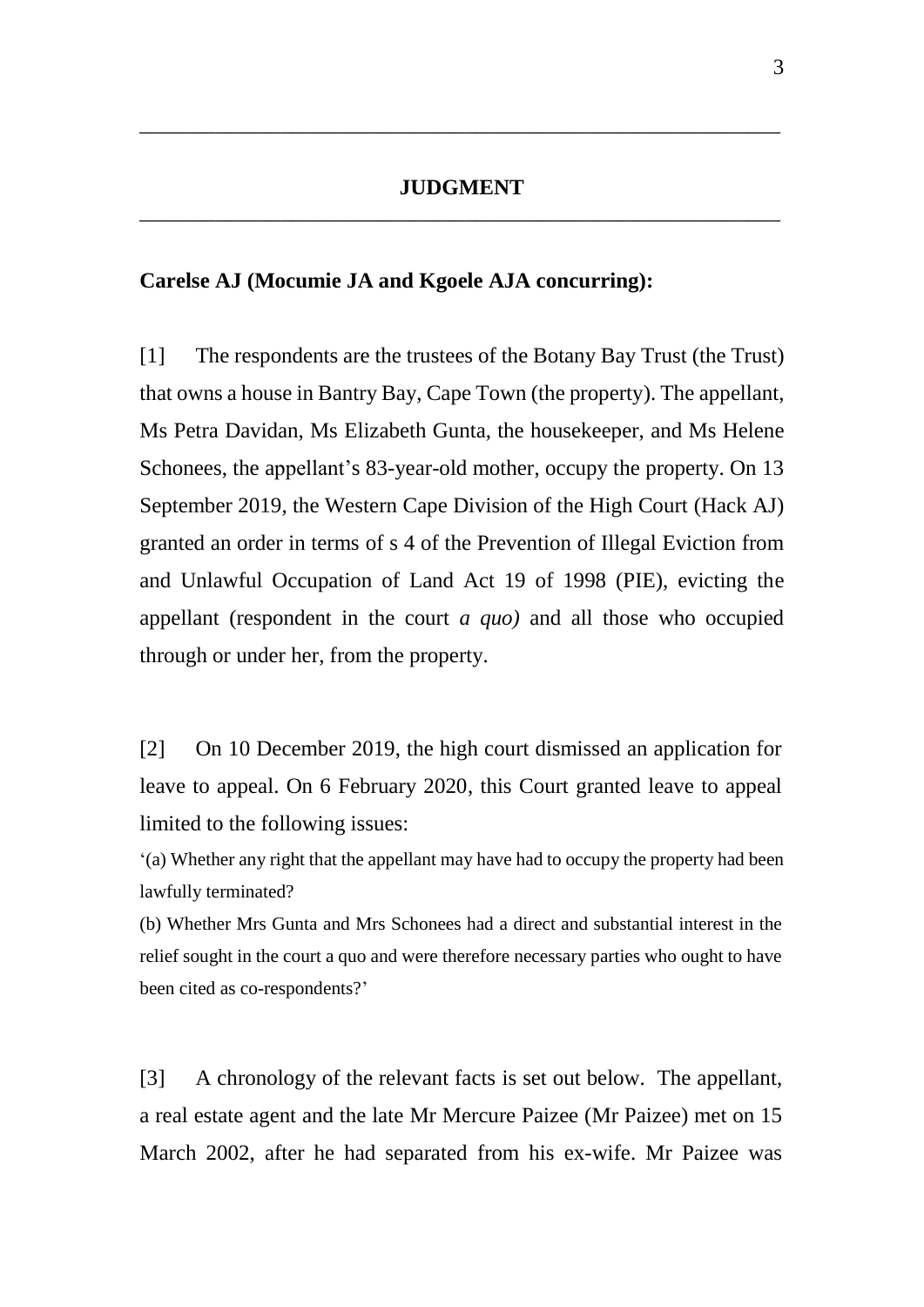## JUDGMENT

**Carelse AJ (Mocumie JA and Kgoele AJA concurring):**

[1] The respondents are the trustees of the Botany Bay Trust (the Trust) that owns a house in Bantry Bay, Cape Town (the property). The appellant, Ms Petra Davidan, Ms Elizabeth Gunta, the housekeeper, and Ms Helene Schonees, the appellant's 83-year-old mother, occupy the property. On 13 September 2019, the Western Cape Division of the High Court (Hack AJ) granted an order in terms of s 4 of the Prevention of Illegal Eviction from and Unlawful Occupation of Land Act 19 of 1998 (PIE), evicting the appellant (respondent in the court *a quo)* and all those who occupied through or under her, from the property.

[2] On 10 December 2019, the high court dismissed an application for leave to appeal. On 6 February 2020, this Court granted leave to appeal limited to the following issues:

'(a) Whether any right that the appellant may have had to occupy the property had been lawfully terminated?

(b) Whether Mrs Gunta and Mrs Schonees had a direct and substantial interest in the relief sought in the court a quo and were therefore necessary parties who ought to have been cited as co-respondents?'

[3] A chronology of the relevant facts is set out below. The appellant, a real estate agent and the late Mr Mercure Paizee (Mr Paizee) met on 15 March 2002, after he had separated from his ex-wife. Mr Paizee was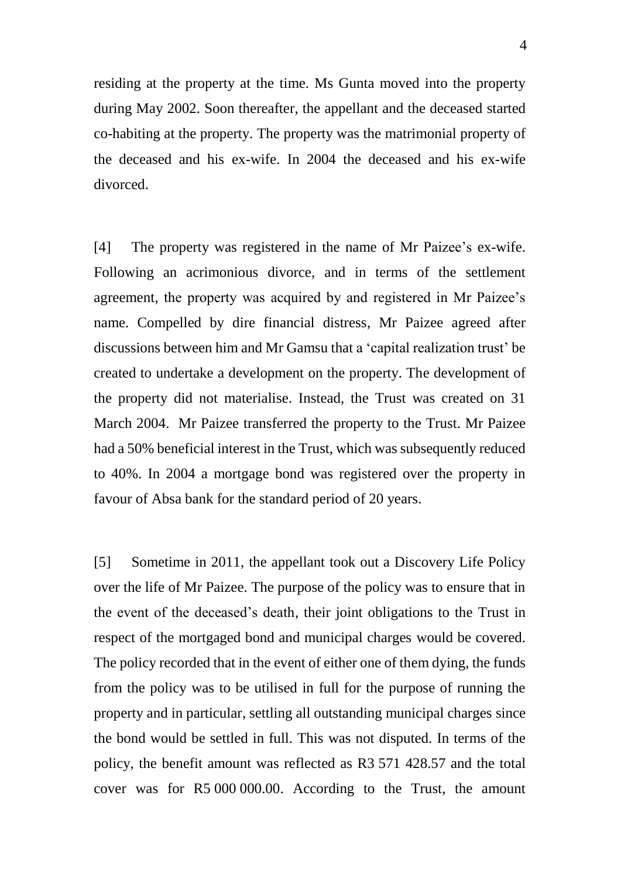residing at the property at the time. Ms Gunta moved into the property during May 2002. Soon thereafter, the appellant and the deceased started co-habiting at the property. The property was the matrimonial property of the deceased and his ex-wife. In 2004 the deceased and his ex-wife divorced.

[4] The property was registered in the name of Mr Paizee's ex-wife. Following an acrimonious divorce, and in terms of the settlement agreement, the property was acquired by and registered in Mr Paizee's name. Compelled by dire financial distress, Mr Paizee agreed after discussions between him and Mr Gamsu that a 'capital realization trust' be created to undertake a development on the property. The development of the property did not materialise. Instead, the Trust was created on 31 March 2004. Mr Paizee transferred the property to the Trust. Mr Paizee had a 50% beneficial interest in the Trust, which was subsequently reduced to 40%. In 2004 a mortgage bond was registered over the property in favour of Absa bank for the standard period of 20 years.

[5] Sometime in 2011, the appellant took out a Discovery Life Policy over the life of Mr Paizee. The purpose of the policy was to ensure that in the event of the deceased's death, their joint obligations to the Trust in respect of the mortgaged bond and municipal charges would be covered. The policy recorded that in the event of either one of them dying, the funds from the policy was to be utilised in full for the purpose of running the property and in particular, settling all outstanding municipal charges since the bond would be settled in full. This was not disputed. In terms of the policy, the benefit amount was reflected as R3 571 428.57 and the total cover was for R5 000 000.00. According to the Trust, the amount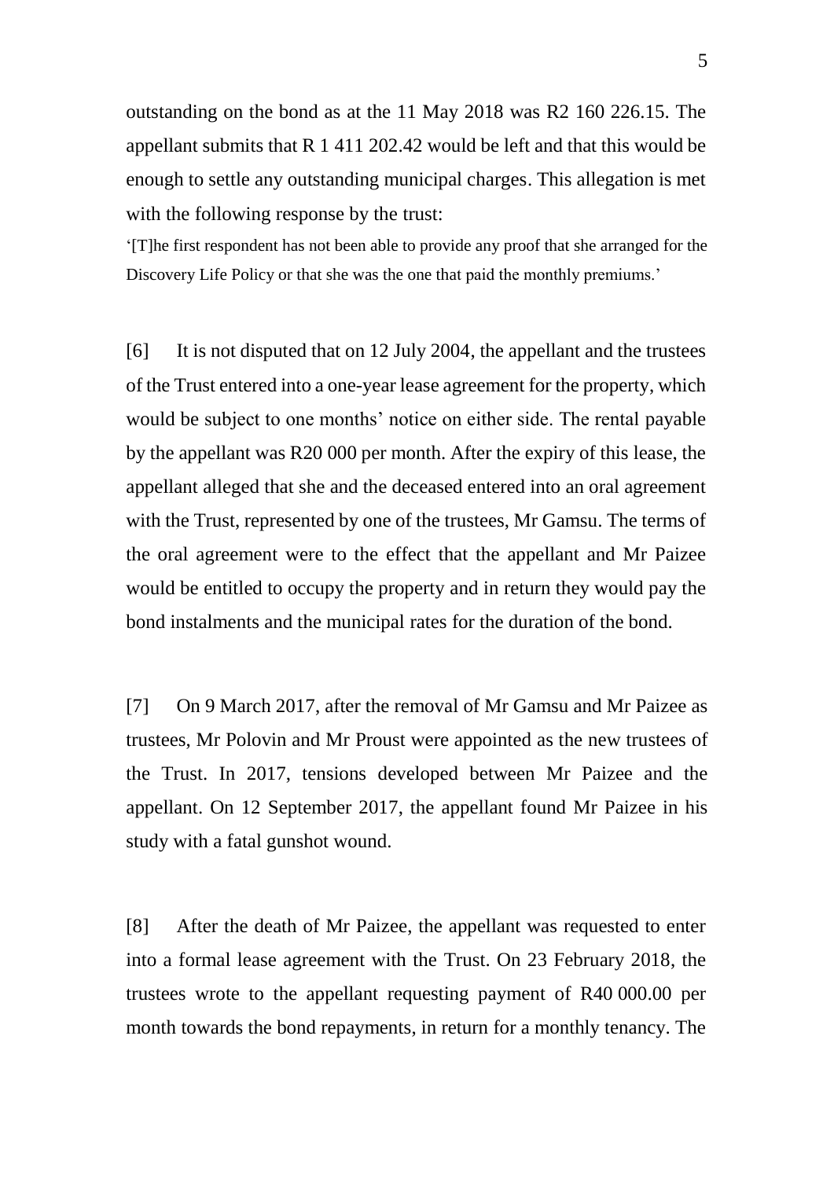outstanding on the bond as at the 11 May 2018 was R2 160 226.15. The appellant submits that R 1 411 202.42 would be left and that this would be enough to settle any outstanding municipal charges. This allegation is met with the following response by the trust:

'[T]he first respondent has not been able to provide any proof that she arranged for the Discovery Life Policy or that she was the one that paid the monthly premiums.'

[6] It is not disputed that on 12 July 2004, the appellant and the trustees of the Trust entered into a one-year lease agreement for the property, which would be subject to one months' notice on either side. The rental payable by the appellant was R20 000 per month. After the expiry of this lease, the appellant alleged that she and the deceased entered into an oral agreement with the Trust, represented by one of the trustees, Mr Gamsu. The terms of the oral agreement were to the effect that the appellant and Mr Paizee would be entitled to occupy the property and in return they would pay the bond instalments and the municipal rates for the duration of the bond.

[7] On 9 March 2017, after the removal of Mr Gamsu and Mr Paizee as trustees, Mr Polovin and Mr Proust were appointed as the new trustees of the Trust. In 2017, tensions developed between Mr Paizee and the appellant. On 12 September 2017, the appellant found Mr Paizee in his study with a fatal gunshot wound.

[8] After the death of Mr Paizee, the appellant was requested to enter into a formal lease agreement with the Trust. On 23 February 2018, the trustees wrote to the appellant requesting payment of R40 000.00 per month towards the bond repayments, in return for a monthly tenancy. The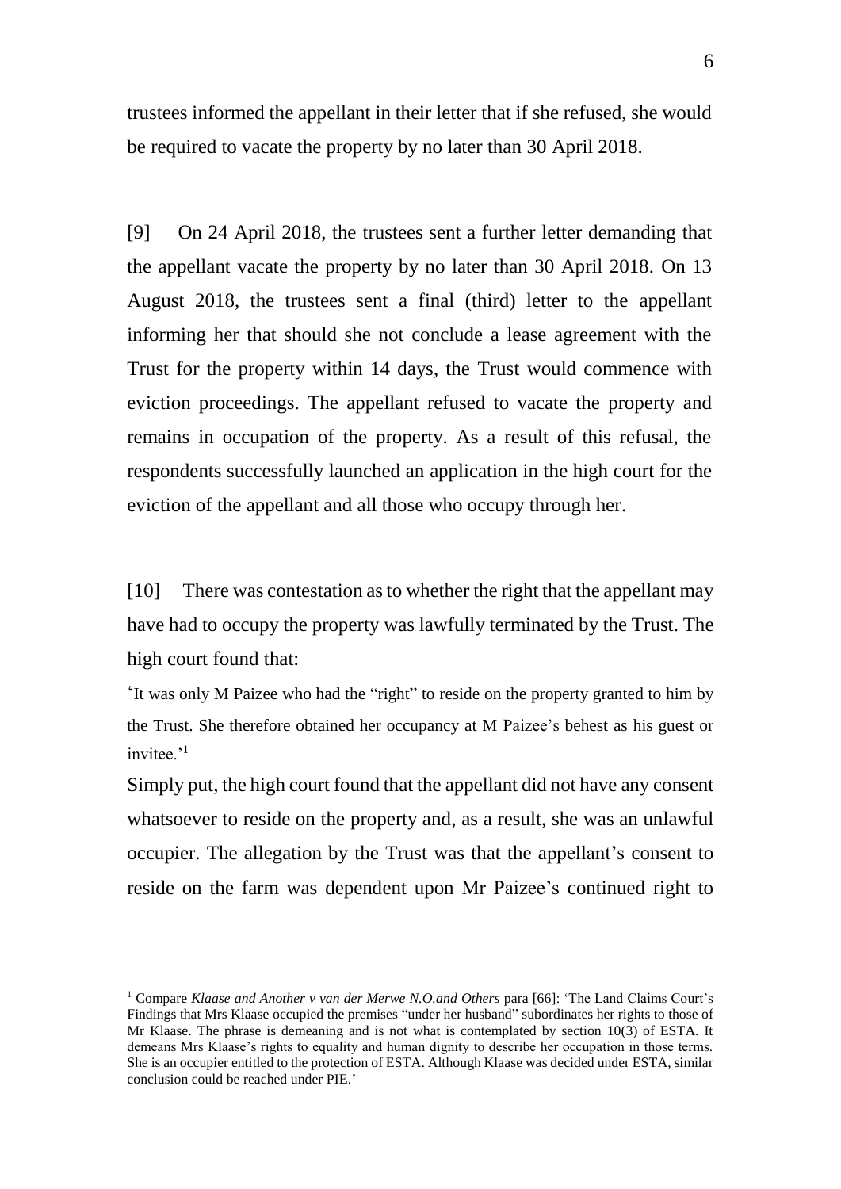trustees informed the appellant in their letter that if she refused, she would be required to vacate the property by no later than 30 April 2018.

[9] On 24 April 2018, the trustees sent a further letter demanding that the appellant vacate the property by no later than 30 April 2018. On 13 August 2018, the trustees sent a final (third) letter to the appellant informing her that should she not conclude a lease agreement with the Trust for the property within 14 days, the Trust would commence with eviction proceedings. The appellant refused to vacate the property and remains in occupation of the property. As a result of this refusal, the respondents successfully launched an application in the high court for the eviction of the appellant and all those who occupy through her.

[10] There was contestation as to whether the right that the appellant may have had to occupy the property was lawfully terminated by the Trust. The high court found that:

'It was only M Paizee who had the "right" to reside on the property granted to him by the Trust. She therefore obtained her occupancy at M Paizee's behest as his guest or invitee.'[1]

Simply put, the high court found that the appellant did not have any consent whatsoever to reside on the property and, as a result, she was an unlawful occupier. The allegation by the Trust was that the appellant's consent to reside on the farm was dependent upon Mr Paizee's continued right to

---

[1] Compare *Klaase and Another v van der Merwe N.O.and Others* para [66]: 'The Land Claims Court's Findings that Mrs Klaase occupied the premises "under her husband" subordinates her rights to those of Mr Klaase. The phrase is demeaning and is not what is contemplated by section 10(3) of ESTA. It demeans Mrs Klaase's rights to equality and human dignity to describe her occupation in those terms. She is an occupier entitled to the protection of ESTA. Although Klaase was decided under ESTA, similar conclusion could be reached under PIE.'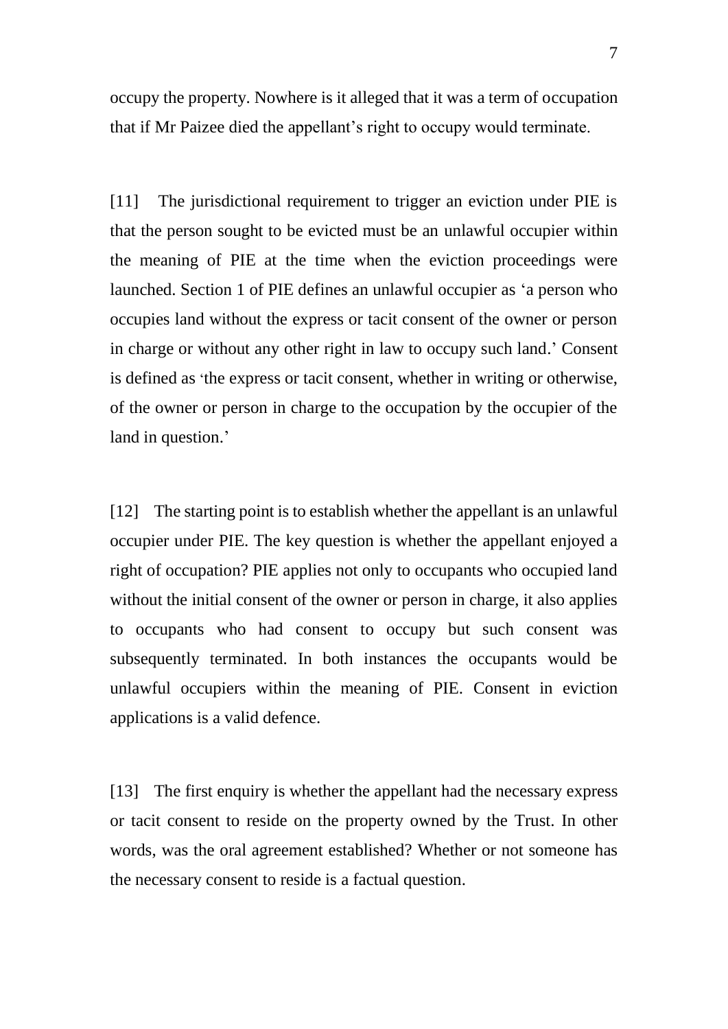occupy the property. Nowhere is it alleged that it was a term of occupation that if Mr Paizee died the appellant's right to occupy would terminate.

[11] The jurisdictional requirement to trigger an eviction under PIE is that the person sought to be evicted must be an unlawful occupier within the meaning of PIE at the time when the eviction proceedings were launched. Section 1 of PIE defines an unlawful occupier as 'a person who occupies land without the express or tacit consent of the owner or person in charge or without any other right in law to occupy such land.' Consent is defined as 'the express or tacit consent, whether in writing or otherwise, of the owner or person in charge to the occupation by the occupier of the land in question.'

[12] The starting point is to establish whether the appellant is an unlawful occupier under PIE. The key question is whether the appellant enjoyed a right of occupation? PIE applies not only to occupants who occupied land without the initial consent of the owner or person in charge, it also applies to occupants who had consent to occupy but such consent was subsequently terminated. In both instances the occupants would be unlawful occupiers within the meaning of PIE. Consent in eviction applications is a valid defence.

[13] The first enquiry is whether the appellant had the necessary express or tacit consent to reside on the property owned by the Trust. In other words, was the oral agreement established? Whether or not someone has the necessary consent to reside is a factual question.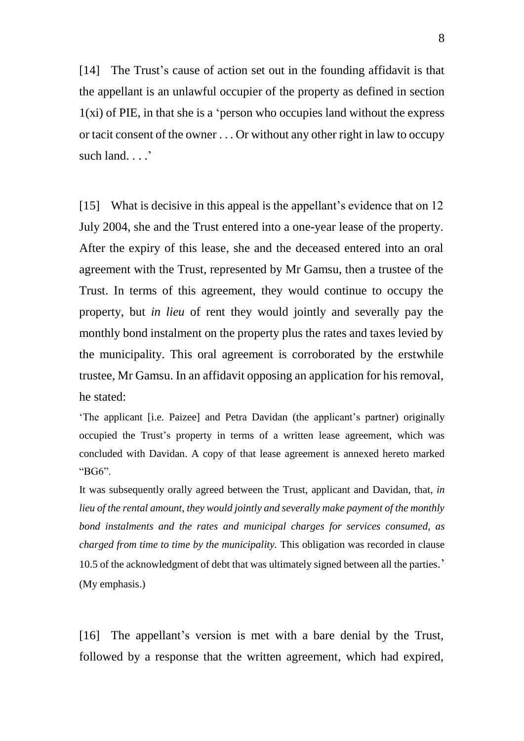[14] The Trust's cause of action set out in the founding affidavit is that the appellant is an unlawful occupier of the property as defined in section 1(xi) of PIE, in that she is a 'person who occupies land without the express or tacit consent of the owner . . . Or without any other right in law to occupy such land. . . .'

[15] What is decisive in this appeal is the appellant's evidence that on 12 July 2004, she and the Trust entered into a one-year lease of the property. After the expiry of this lease, she and the deceased entered into an oral agreement with the Trust, represented by Mr Gamsu, then a trustee of the Trust. In terms of this agreement, they would continue to occupy the property, but *in lieu* of rent they would jointly and severally pay the monthly bond instalment on the property plus the rates and taxes levied by the municipality. This oral agreement is corroborated by the erstwhile trustee, Mr Gamsu. In an affidavit opposing an application for his removal, he stated:

> 'The applicant [i.e. Paizee] and Petra Davidan (the applicant's partner) originally occupied the Trust's property in terms of a written lease agreement, which was concluded with Davidan. A copy of that lease agreement is annexed hereto marked "BG6".
>
> It was subsequently orally agreed between the Trust, applicant and Davidan, that, *in lieu of the rental amount, they would jointly and severally make payment of the monthly bond instalments and the rates and municipal charges for services consumed, as charged from time to time by the municipality.* This obligation was recorded in clause 10.5 of the acknowledgment of debt that was ultimately signed between all the parties.'
>
> (My emphasis.)

[16] The appellant's version is met with a bare denial by the Trust, followed by a response that the written agreement, which had expired,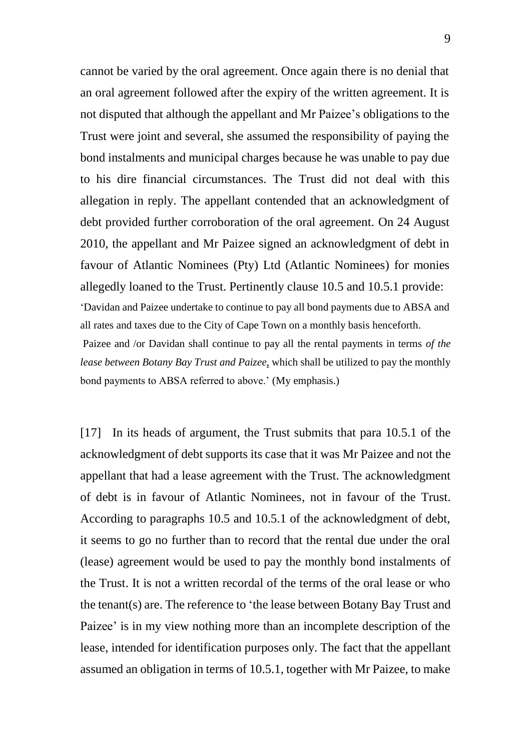cannot be varied by the oral agreement. Once again there is no denial that an oral agreement followed after the expiry of the written agreement. It is not disputed that although the appellant and Mr Paizee's obligations to the Trust were joint and several, she assumed the responsibility of paying the bond instalments and municipal charges because he was unable to pay due to his dire financial circumstances. The Trust did not deal with this allegation in reply. The appellant contended that an acknowledgment of debt provided further corroboration of the oral agreement. On 24 August 2010, the appellant and Mr Paizee signed an acknowledgment of debt in favour of Atlantic Nominees (Pty) Ltd (Atlantic Nominees) for monies allegedly loaned to the Trust. Pertinently clause 10.5 and 10.5.1 provide:

'Davidan and Paizee undertake to continue to pay all bond payments due to ABSA and all rates and taxes due to the City of Cape Town on a monthly basis henceforth.

Paizee and /or Davidan shall continue to pay all the rental payments in terms *of the lease between Botany Bay Trust and Paizee*, which shall be utilized to pay the monthly bond payments to ABSA referred to above.' (My emphasis.)

[17] In its heads of argument, the Trust submits that para 10.5.1 of the acknowledgment of debt supports its case that it was Mr Paizee and not the appellant that had a lease agreement with the Trust. The acknowledgment of debt is in favour of Atlantic Nominees, not in favour of the Trust. According to paragraphs 10.5 and 10.5.1 of the acknowledgment of debt, it seems to go no further than to record that the rental due under the oral (lease) agreement would be used to pay the monthly bond instalments of the Trust. It is not a written recordal of the terms of the oral lease or who the tenant(s) are. The reference to 'the lease between Botany Bay Trust and Paizee' is in my view nothing more than an incomplete description of the lease, intended for identification purposes only. The fact that the appellant assumed an obligation in terms of 10.5.1, together with Mr Paizee, to make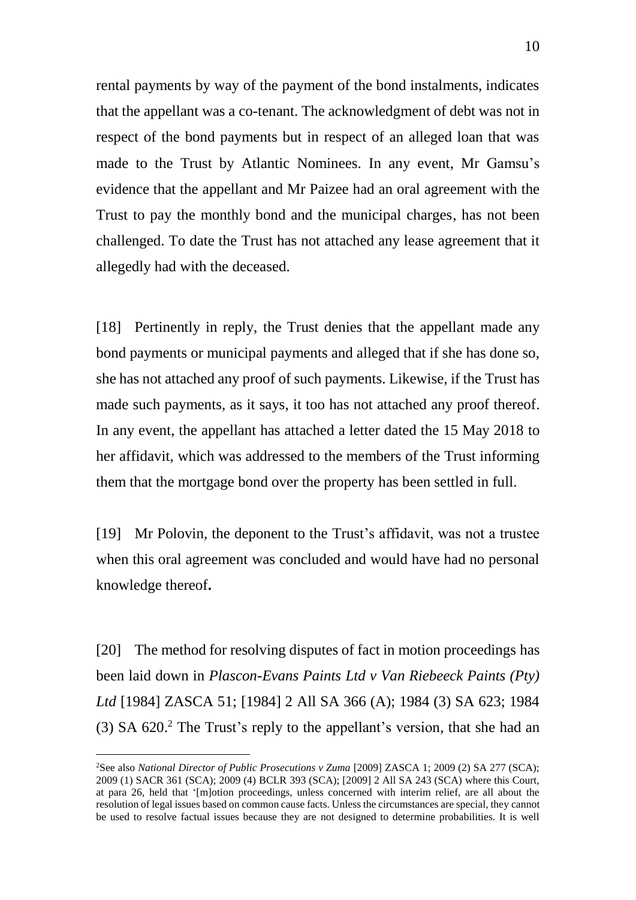rental payments by way of the payment of the bond instalments, indicates that the appellant was a co-tenant. The acknowledgment of debt was not in respect of the bond payments but in respect of an alleged loan that was made to the Trust by Atlantic Nominees. In any event, Mr Gamsu's evidence that the appellant and Mr Paizee had an oral agreement with the Trust to pay the monthly bond and the municipal charges, has not been challenged. To date the Trust has not attached any lease agreement that it allegedly had with the deceased.

[18] Pertinently in reply, the Trust denies that the appellant made any bond payments or municipal payments and alleged that if she has done so, she has not attached any proof of such payments. Likewise, if the Trust has made such payments, as it says, it too has not attached any proof thereof. In any event, the appellant has attached a letter dated the 15 May 2018 to her affidavit, which was addressed to the members of the Trust informing them that the mortgage bond over the property has been settled in full.

[19] Mr Polovin, the deponent to the Trust's affidavit, was not a trustee when this oral agreement was concluded and would have had no personal knowledge thereof**.**

[20] The method for resolving disputes of fact in motion proceedings has been laid down in *Plascon-Evans Paints Ltd v Van Riebeeck Paints (Pty) Ltd* [1984] ZASCA 51; [1984] 2 All SA 366 (A); 1984 (3) SA 623; 1984 (3) SA 620.[2] The Trust's reply to the appellant's version, that she had an

---

[2]See also *National Director of Public Prosecutions v Zuma* [2009] ZASCA 1; 2009 (2) SA 277 (SCA); 2009 (1) SACR 361 (SCA); 2009 (4) BCLR 393 (SCA); [2009] 2 All SA 243 (SCA) where this Court, at para 26, held that '[m]otion proceedings, unless concerned with interim relief, are all about the resolution of legal issues based on common cause facts. Unless the circumstances are special, they cannot be used to resolve factual issues because they are not designed to determine probabilities. It is well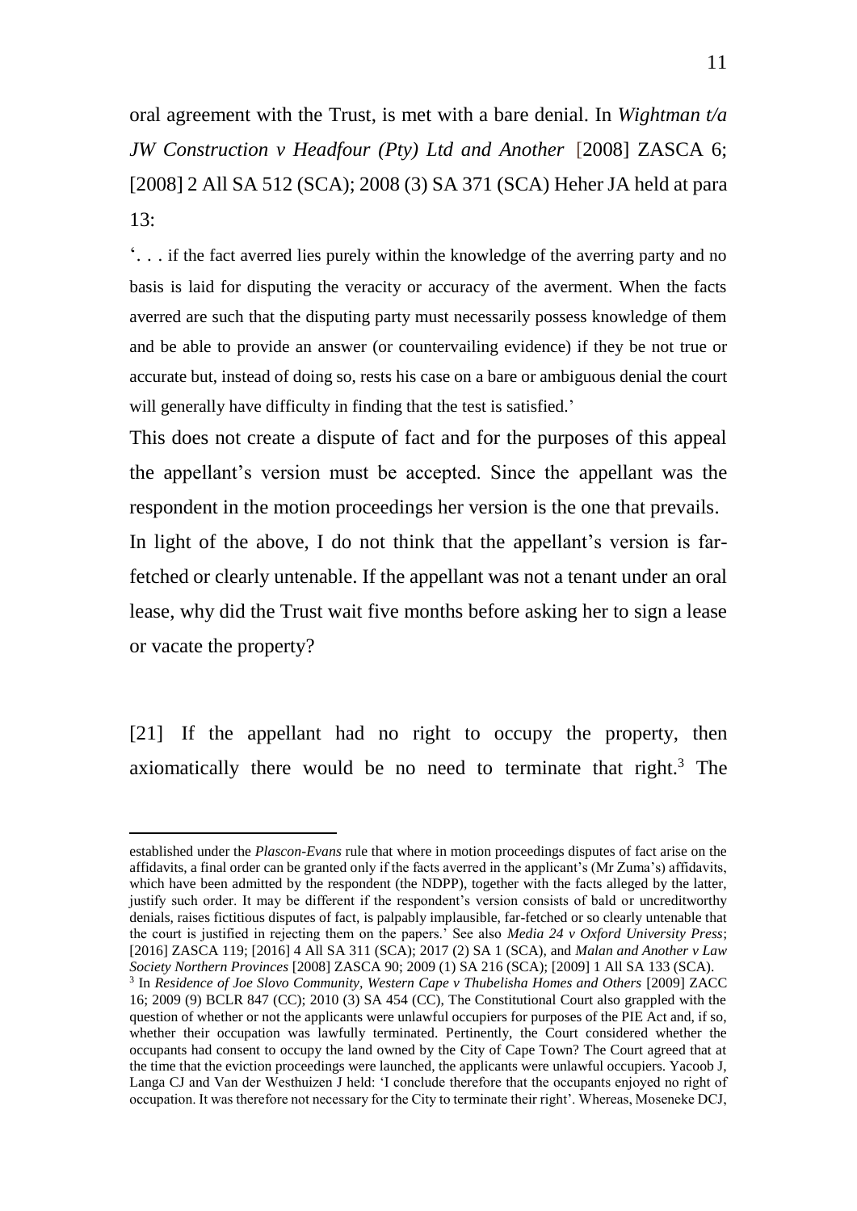oral agreement with the Trust, is met with a bare denial. In *Wightman t/a JW Construction v Headfour (Pty) Ltd and Another* [2008] ZASCA 6; [2008] 2 All SA 512 (SCA); 2008 (3) SA 371 (SCA) Heher JA held at para 13:

'. . . if the fact averred lies purely within the knowledge of the averring party and no basis is laid for disputing the veracity or accuracy of the averment. When the facts averred are such that the disputing party must necessarily possess knowledge of them and be able to provide an answer (or countervailing evidence) if they be not true or accurate but, instead of doing so, rests his case on a bare or ambiguous denial the court will generally have difficulty in finding that the test is satisfied.'

This does not create a dispute of fact and for the purposes of this appeal the appellant's version must be accepted. Since the appellant was the respondent in the motion proceedings her version is the one that prevails. In light of the above, I do not think that the appellant's version is far-fetched or clearly untenable. If the appellant was not a tenant under an oral lease, why did the Trust wait five months before asking her to sign a lease or vacate the property?

[21] If the appellant had no right to occupy the property, then axiomatically there would be no need to terminate that right.[3] The

---

established under the *Plascon-Evans* rule that where in motion proceedings disputes of fact arise on the affidavits, a final order can be granted only if the facts averred in the applicant's (Mr Zuma's) affidavits, which have been admitted by the respondent (the NDPP), together with the facts alleged by the latter, justify such order. It may be different if the respondent's version consists of bald or uncreditworthy denials, raises fictitious disputes of fact, is palpably implausible, far-fetched or so clearly untenable that the court is justified in rejecting them on the papers.' See also *Media 24 v Oxford University Press*; [2016] ZASCA 119; [2016] 4 All SA 311 (SCA); 2017 (2) SA 1 (SCA), and *Malan and Another v Law Society Northern Provinces* [2008] ZASCA 90; 2009 (1) SA 216 (SCA); [2009] 1 All SA 133 (SCA).

[3] In *Residence of Joe Slovo Community, Western Cape v Thubelisha Homes and Others* [2009] ZACC 16; 2009 (9) BCLR 847 (CC); 2010 (3) SA 454 (CC), The Constitutional Court also grappled with the question of whether or not the applicants were unlawful occupiers for purposes of the PIE Act and, if so, whether their occupation was lawfully terminated. Pertinently, the Court considered whether the occupants had consent to occupy the land owned by the City of Cape Town? The Court agreed that at the time that the eviction proceedings were launched, the applicants were unlawful occupiers. Yacoob J, Langa CJ and Van der Westhuizen J held: 'I conclude therefore that the occupants enjoyed no right of occupation. It was therefore not necessary for the City to terminate their right'. Whereas, Moseneke DCJ,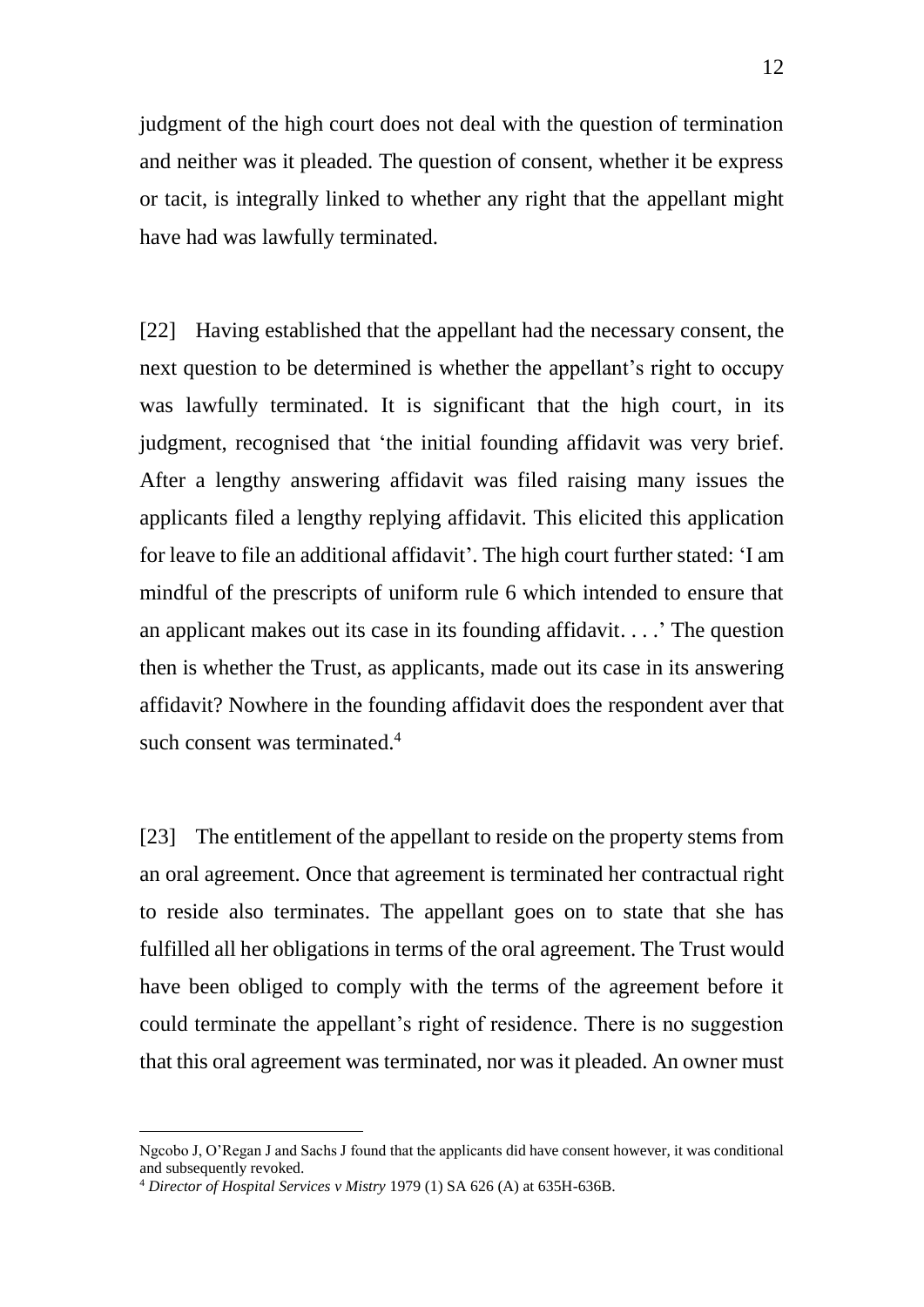judgment of the high court does not deal with the question of termination and neither was it pleaded. The question of consent, whether it be express or tacit, is integrally linked to whether any right that the appellant might have had was lawfully terminated.

[22] Having established that the appellant had the necessary consent, the next question to be determined is whether the appellant's right to occupy was lawfully terminated. It is significant that the high court, in its judgment, recognised that 'the initial founding affidavit was very brief. After a lengthy answering affidavit was filed raising many issues the applicants filed a lengthy replying affidavit. This elicited this application for leave to file an additional affidavit'. The high court further stated: 'I am mindful of the prescripts of uniform rule 6 which intended to ensure that an applicant makes out its case in its founding affidavit. . . .' The question then is whether the Trust, as applicants, made out its case in its answering affidavit? Nowhere in the founding affidavit does the respondent aver that such consent was terminated.[4]

[23] The entitlement of the appellant to reside on the property stems from an oral agreement. Once that agreement is terminated her contractual right to reside also terminates. The appellant goes on to state that she has fulfilled all her obligations in terms of the oral agreement. The Trust would have been obliged to comply with the terms of the agreement before it could terminate the appellant's right of residence. There is no suggestion that this oral agreement was terminated, nor was it pleaded. An owner must

---

Ngcobo J, O'Regan J and Sachs J found that the applicants did have consent however, it was conditional and subsequently revoked.

[4] *Director of Hospital Services v Mistry* 1979 (1) SA 626 (A) at 635H-636B.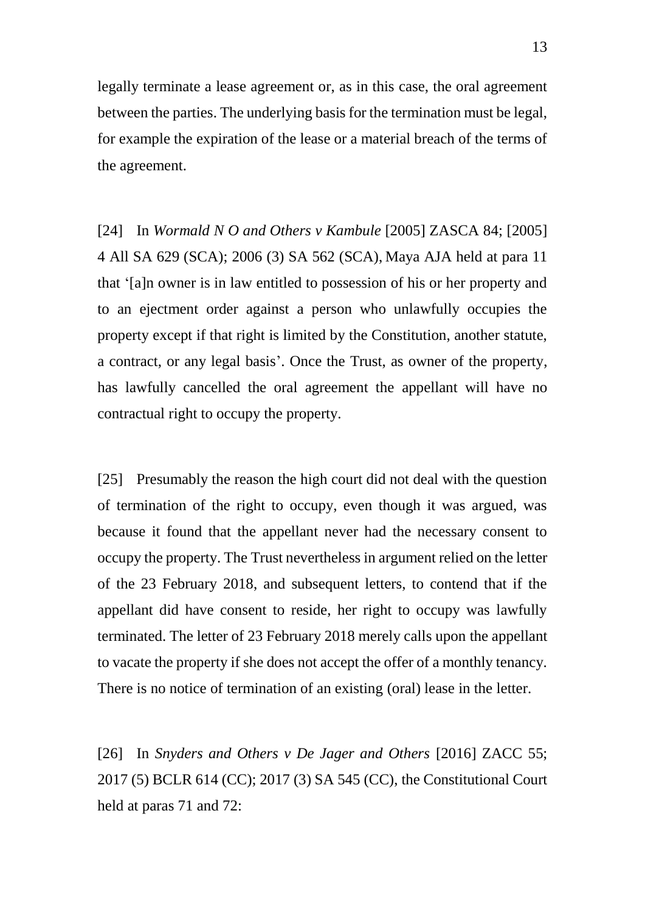legally terminate a lease agreement or, as in this case, the oral agreement between the parties. The underlying basis for the termination must be legal, for example the expiration of the lease or a material breach of the terms of the agreement.

[24] In *Wormald N O and Others v Kambule* [2005] ZASCA 84; [2005] 4 All SA 629 (SCA); 2006 (3) SA 562 (SCA), Maya AJA held at para 11 that '[a]n owner is in law entitled to possession of his or her property and to an ejectment order against a person who unlawfully occupies the property except if that right is limited by the Constitution, another statute, a contract, or any legal basis'. Once the Trust, as owner of the property, has lawfully cancelled the oral agreement the appellant will have no contractual right to occupy the property.

[25] Presumably the reason the high court did not deal with the question of termination of the right to occupy, even though it was argued, was because it found that the appellant never had the necessary consent to occupy the property. The Trust nevertheless in argument relied on the letter of the 23 February 2018, and subsequent letters, to contend that if the appellant did have consent to reside, her right to occupy was lawfully terminated. The letter of 23 February 2018 merely calls upon the appellant to vacate the property if she does not accept the offer of a monthly tenancy. There is no notice of termination of an existing (oral) lease in the letter.

[26] In *Snyders and Others v De Jager and Others* [2016] ZACC 55; 2017 (5) BCLR 614 (CC); 2017 (3) SA 545 (CC), the Constitutional Court held at paras 71 and 72: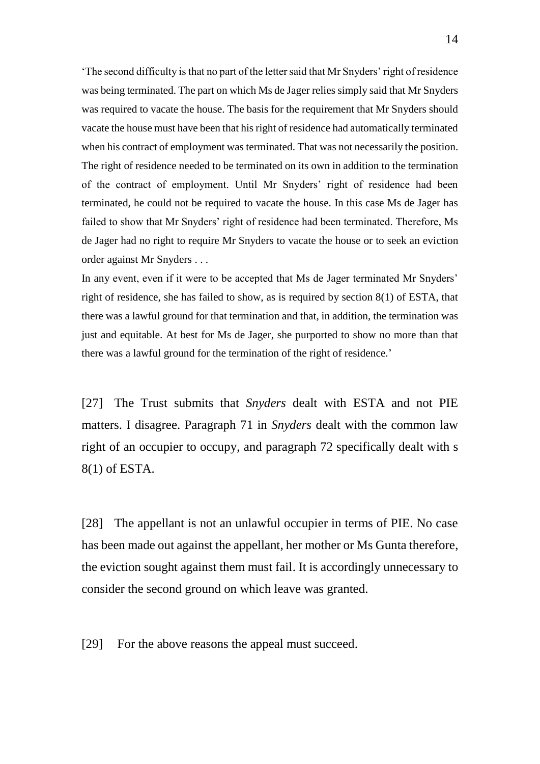'The second difficulty is that no part of the letter said that Mr Snyders' right of residence was being terminated. The part on which Ms de Jager relies simply said that Mr Snyders was required to vacate the house. The basis for the requirement that Mr Snyders should vacate the house must have been that his right of residence had automatically terminated when his contract of employment was terminated. That was not necessarily the position. The right of residence needed to be terminated on its own in addition to the termination of the contract of employment. Until Mr Snyders' right of residence had been terminated, he could not be required to vacate the house. In this case Ms de Jager has failed to show that Mr Snyders' right of residence had been terminated. Therefore, Ms de Jager had no right to require Mr Snyders to vacate the house or to seek an eviction order against Mr Snyders . . .

In any event, even if it were to be accepted that Ms de Jager terminated Mr Snyders' right of residence, she has failed to show, as is required by section 8(1) of ESTA, that there was a lawful ground for that termination and that, in addition, the termination was just and equitable. At best for Ms de Jager, she purported to show no more than that there was a lawful ground for the termination of the right of residence.'

[27] The Trust submits that *Snyders* dealt with ESTA and not PIE matters. I disagree. Paragraph 71 in *Snyders* dealt with the common law right of an occupier to occupy, and paragraph 72 specifically dealt with s 8(1) of ESTA.

[28] The appellant is not an unlawful occupier in terms of PIE. No case has been made out against the appellant, her mother or Ms Gunta therefore, the eviction sought against them must fail. It is accordingly unnecessary to consider the second ground on which leave was granted.

[29] For the above reasons the appeal must succeed.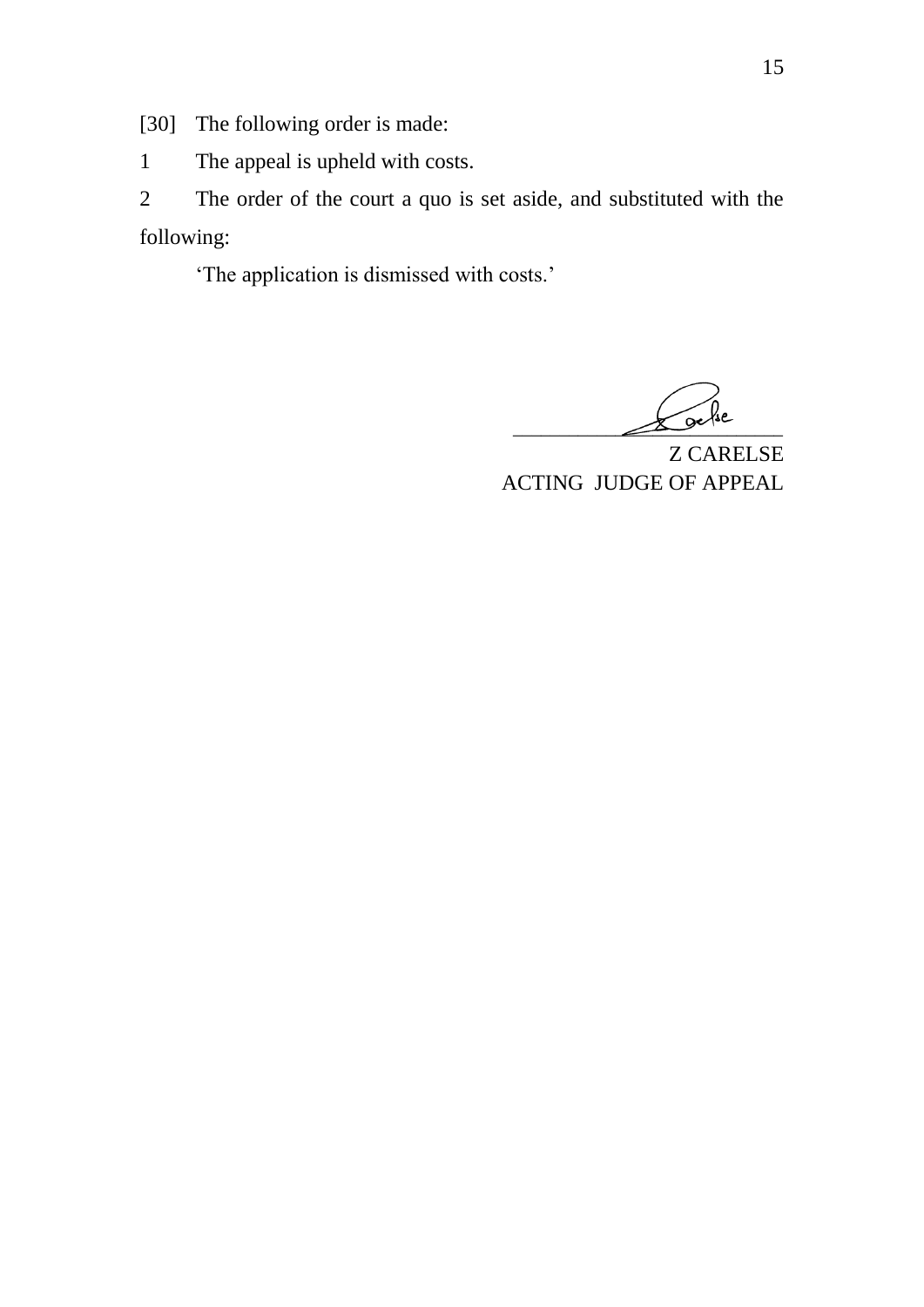[30] The following order is made:

1 The appeal is upheld with costs.

2 The order of the court a quo is set aside, and substituted with the following:

'The application is dismissed with costs.'

Z CARELSE
ACTING JUDGE OF APPEAL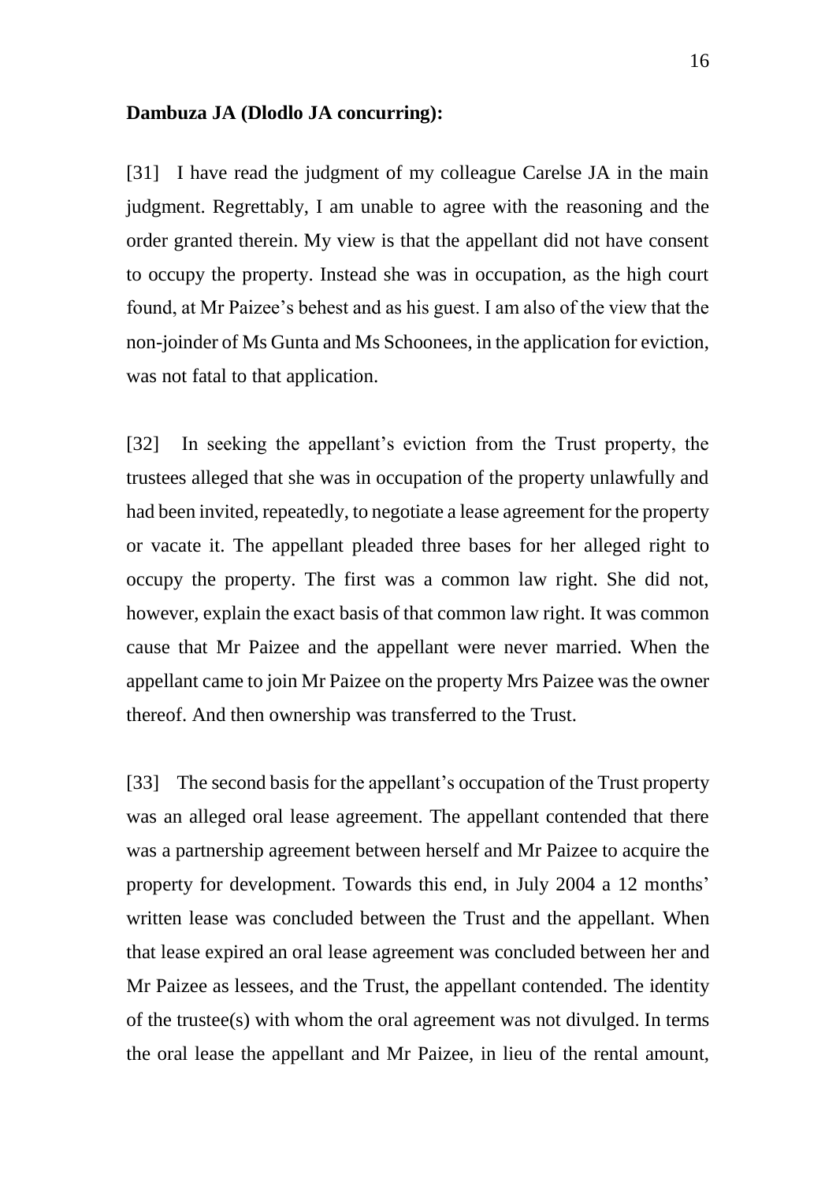**Dambuza JA (Dlodlo JA concurring):**

[31] I have read the judgment of my colleague Carelse JA in the main judgment. Regrettably, I am unable to agree with the reasoning and the order granted therein. My view is that the appellant did not have consent to occupy the property. Instead she was in occupation, as the high court found, at Mr Paizee's behest and as his guest. I am also of the view that the non-joinder of Ms Gunta and Ms Schoonees, in the application for eviction, was not fatal to that application.

[32] In seeking the appellant's eviction from the Trust property, the trustees alleged that she was in occupation of the property unlawfully and had been invited, repeatedly, to negotiate a lease agreement for the property or vacate it. The appellant pleaded three bases for her alleged right to occupy the property. The first was a common law right. She did not, however, explain the exact basis of that common law right. It was common cause that Mr Paizee and the appellant were never married. When the appellant came to join Mr Paizee on the property Mrs Paizee was the owner thereof. And then ownership was transferred to the Trust.

[33] The second basis for the appellant's occupation of the Trust property was an alleged oral lease agreement. The appellant contended that there was a partnership agreement between herself and Mr Paizee to acquire the property for development. Towards this end, in July 2004 a 12 months' written lease was concluded between the Trust and the appellant. When that lease expired an oral lease agreement was concluded between her and Mr Paizee as lessees, and the Trust, the appellant contended. The identity of the trustee(s) with whom the oral agreement was not divulged. In terms the oral lease the appellant and Mr Paizee, in lieu of the rental amount,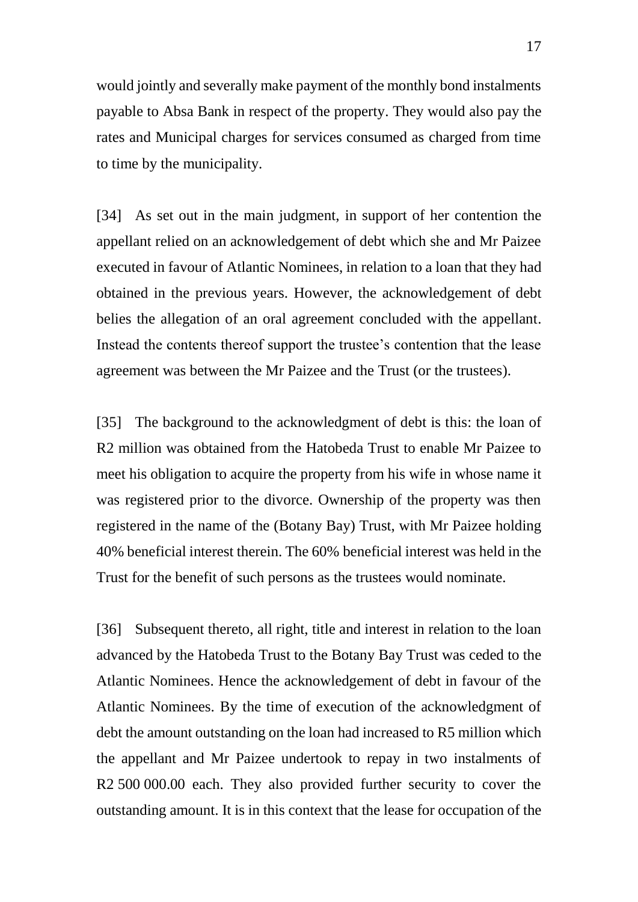would jointly and severally make payment of the monthly bond instalments payable to Absa Bank in respect of the property. They would also pay the rates and Municipal charges for services consumed as charged from time to time by the municipality.

[34] As set out in the main judgment, in support of her contention the appellant relied on an acknowledgement of debt which she and Mr Paizee executed in favour of Atlantic Nominees, in relation to a loan that they had obtained in the previous years. However, the acknowledgement of debt belies the allegation of an oral agreement concluded with the appellant. Instead the contents thereof support the trustee's contention that the lease agreement was between the Mr Paizee and the Trust (or the trustees).

[35] The background to the acknowledgment of debt is this: the loan of R2 million was obtained from the Hatobeda Trust to enable Mr Paizee to meet his obligation to acquire the property from his wife in whose name it was registered prior to the divorce. Ownership of the property was then registered in the name of the (Botany Bay) Trust, with Mr Paizee holding 40% beneficial interest therein. The 60% beneficial interest was held in the Trust for the benefit of such persons as the trustees would nominate.

[36] Subsequent thereto, all right, title and interest in relation to the loan advanced by the Hatobeda Trust to the Botany Bay Trust was ceded to the Atlantic Nominees. Hence the acknowledgement of debt in favour of the Atlantic Nominees. By the time of execution of the acknowledgment of debt the amount outstanding on the loan had increased to R5 million which the appellant and Mr Paizee undertook to repay in two instalments of R2 500 000.00 each. They also provided further security to cover the outstanding amount. It is in this context that the lease for occupation of the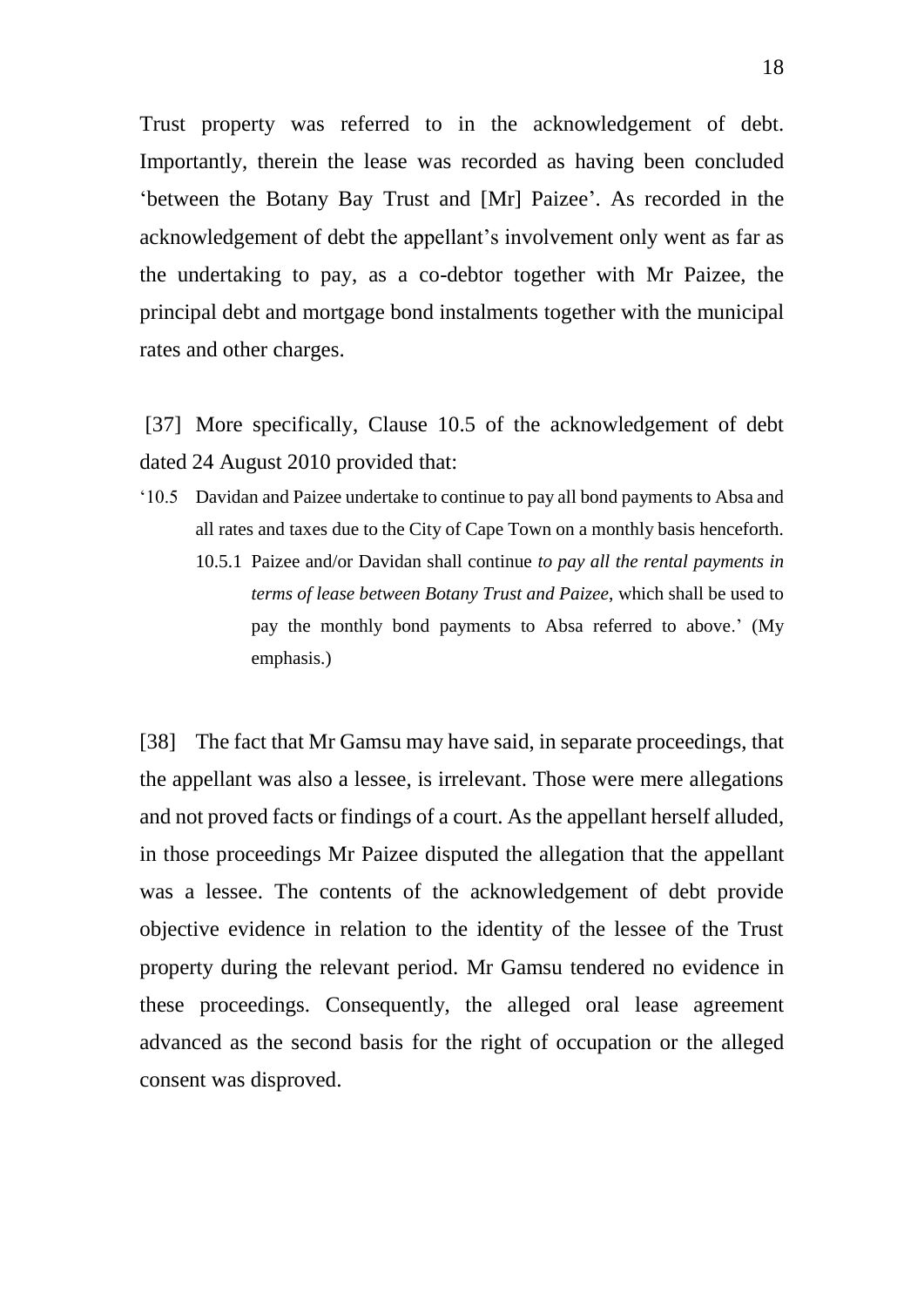Trust property was referred to in the acknowledgement of debt. Importantly, therein the lease was recorded as having been concluded 'between the Botany Bay Trust and [Mr] Paizee'. As recorded in the acknowledgement of debt the appellant's involvement only went as far as the undertaking to pay, as a co-debtor together with Mr Paizee, the principal debt and mortgage bond instalments together with the municipal rates and other charges.

[37] More specifically, Clause 10.5 of the acknowledgement of debt dated 24 August 2010 provided that:

> '10.5 Davidan and Paizee undertake to continue to pay all bond payments to Absa and all rates and taxes due to the City of Cape Town on a monthly basis henceforth.
>
> 10.5.1 Paizee and/or Davidan shall continue *to pay all the rental payments in terms of lease between Botany Trust and Paizee*, which shall be used to pay the monthly bond payments to Absa referred to above.' (My emphasis.)

[38] The fact that Mr Gamsu may have said, in separate proceedings, that the appellant was also a lessee, is irrelevant. Those were mere allegations and not proved facts or findings of a court. As the appellant herself alluded, in those proceedings Mr Paizee disputed the allegation that the appellant was a lessee. The contents of the acknowledgement of debt provide objective evidence in relation to the identity of the lessee of the Trust property during the relevant period. Mr Gamsu tendered no evidence in these proceedings. Consequently, the alleged oral lease agreement advanced as the second basis for the right of occupation or the alleged consent was disproved.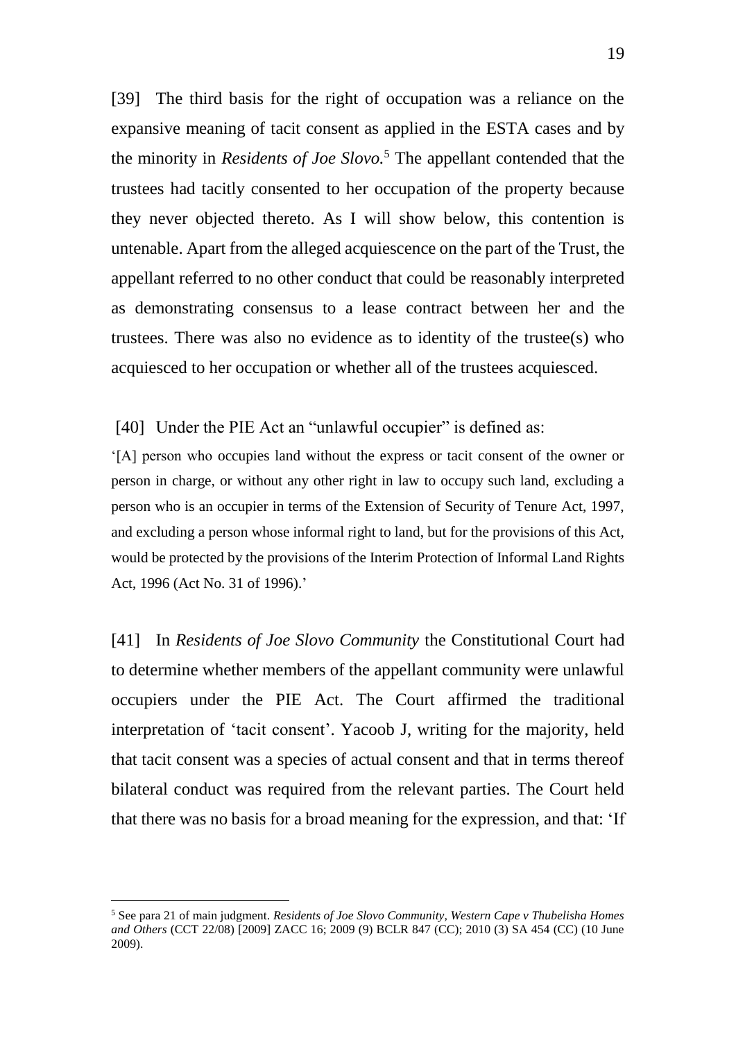[39] The third basis for the right of occupation was a reliance on the expansive meaning of tacit consent as applied in the ESTA cases and by the minority in *Residents of Joe Slovo.*[5] The appellant contended that the trustees had tacitly consented to her occupation of the property because they never objected thereto. As I will show below, this contention is untenable. Apart from the alleged acquiescence on the part of the Trust, the appellant referred to no other conduct that could be reasonably interpreted as demonstrating consensus to a lease contract between her and the trustees. There was also no evidence as to identity of the trustee(s) who acquiesced to her occupation or whether all of the trustees acquiesced.

[40] Under the PIE Act an "unlawful occupier" is defined as:

'[A] person who occupies land without the express or tacit consent of the owner or person in charge, or without any other right in law to occupy such land, excluding a person who is an occupier in terms of the Extension of Security of Tenure Act, 1997, and excluding a person whose informal right to land, but for the provisions of this Act, would be protected by the provisions of the Interim Protection of Informal Land Rights Act, 1996 (Act No. 31 of 1996).'

[41] In *Residents of Joe Slovo Community* the Constitutional Court had to determine whether members of the appellant community were unlawful occupiers under the PIE Act. The Court affirmed the traditional interpretation of 'tacit consent'. Yacoob J, writing for the majority, held that tacit consent was a species of actual consent and that in terms thereof bilateral conduct was required from the relevant parties. The Court held that there was no basis for a broad meaning for the expression, and that: 'If

---

[5] See para 21 of main judgment. *Residents of Joe Slovo Community, Western Cape v Thubelisha Homes and Others* (CCT 22/08) [2009] ZACC 16; 2009 (9) BCLR 847 (CC); 2010 (3) SA 454 (CC) (10 June 2009).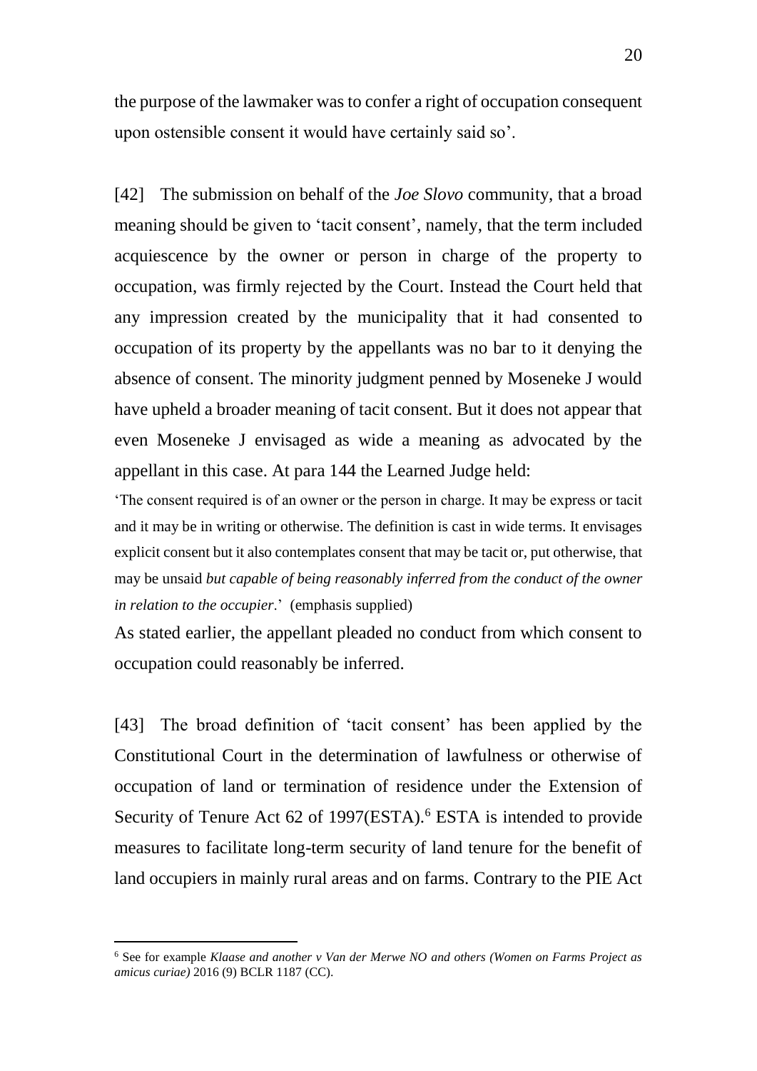the purpose of the lawmaker was to confer a right of occupation consequent upon ostensible consent it would have certainly said so'.

[42] The submission on behalf of the *Joe Slovo* community, that a broad meaning should be given to 'tacit consent', namely, that the term included acquiescence by the owner or person in charge of the property to occupation, was firmly rejected by the Court. Instead the Court held that any impression created by the municipality that it had consented to occupation of its property by the appellants was no bar to it denying the absence of consent. The minority judgment penned by Moseneke J would have upheld a broader meaning of tacit consent. But it does not appear that even Moseneke J envisaged as wide a meaning as advocated by the appellant in this case. At para 144 the Learned Judge held:

> 'The consent required is of an owner or the person in charge. It may be express or tacit and it may be in writing or otherwise. The definition is cast in wide terms. It envisages explicit consent but it also contemplates consent that may be tacit or, put otherwise, that may be unsaid *but capable of being reasonably inferred from the conduct of the owner in relation to the occupier*.' (emphasis supplied)

As stated earlier, the appellant pleaded no conduct from which consent to occupation could reasonably be inferred.

[43] The broad definition of 'tacit consent' has been applied by the Constitutional Court in the determination of lawfulness or otherwise of occupation of land or termination of residence under the Extension of Security of Tenure Act 62 of 1997(ESTA).[6] ESTA is intended to provide measures to facilitate long-term security of land tenure for the benefit of land occupiers in mainly rural areas and on farms. Contrary to the PIE Act

[6] See for example *Klaase and another v Van der Merwe NO and others (Women on Farms Project as amicus curiae)* 2016 (9) BCLR 1187 (CC).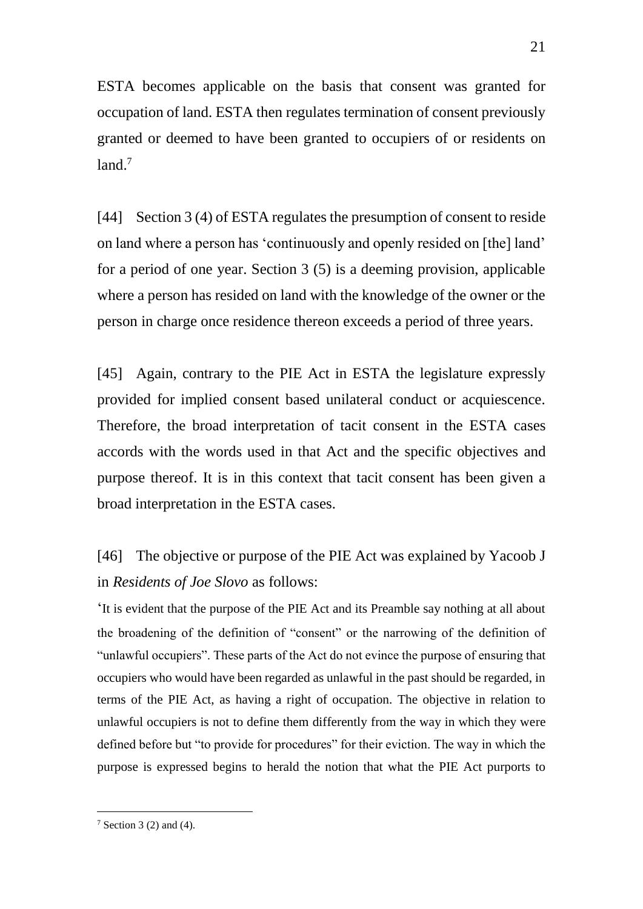ESTA becomes applicable on the basis that consent was granted for occupation of land. ESTA then regulates termination of consent previously granted or deemed to have been granted to occupiers of or residents on land.[7]

[44] Section 3 (4) of ESTA regulates the presumption of consent to reside on land where a person has 'continuously and openly resided on [the] land' for a period of one year. Section 3 (5) is a deeming provision, applicable where a person has resided on land with the knowledge of the owner or the person in charge once residence thereon exceeds a period of three years.

[45] Again, contrary to the PIE Act in ESTA the legislature expressly provided for implied consent based unilateral conduct or acquiescence. Therefore, the broad interpretation of tacit consent in the ESTA cases accords with the words used in that Act and the specific objectives and purpose thereof. It is in this context that tacit consent has been given a broad interpretation in the ESTA cases.

[46] The objective or purpose of the PIE Act was explained by Yacoob J in *Residents of Joe Slovo* as follows:

'It is evident that the purpose of the PIE Act and its Preamble say nothing at all about the broadening of the definition of "consent" or the narrowing of the definition of "unlawful occupiers". These parts of the Act do not evince the purpose of ensuring that occupiers who would have been regarded as unlawful in the past should be regarded, in terms of the PIE Act, as having a right of occupation. The objective in relation to unlawful occupiers is not to define them differently from the way in which they were defined before but "to provide for procedures" for their eviction. The way in which the purpose is expressed begins to herald the notion that what the PIE Act purports to

---

[7] Section 3 (2) and (4).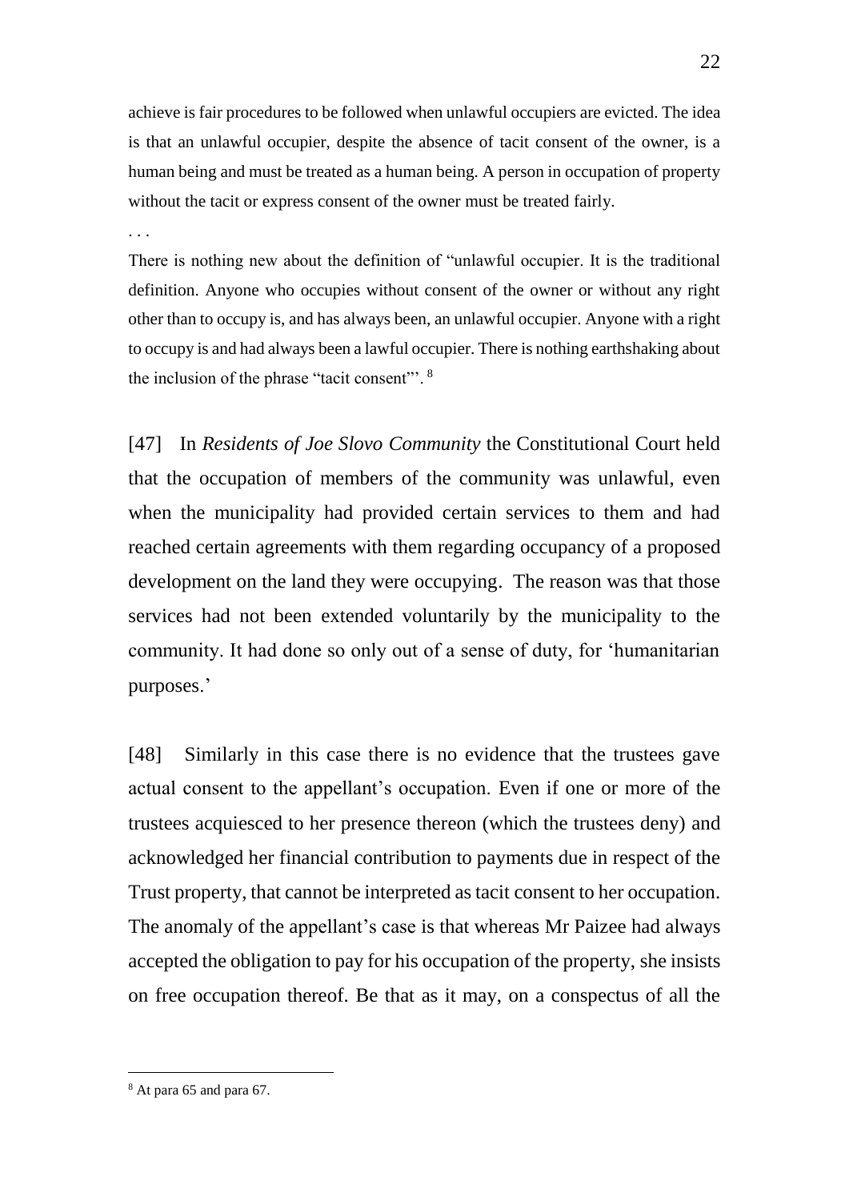achieve is fair procedures to be followed when unlawful occupiers are evicted. The idea is that an unlawful occupier, despite the absence of tacit consent of the owner, is a human being and must be treated as a human being. A person in occupation of property without the tacit or express consent of the owner must be treated fairly.

. . .

There is nothing new about the definition of "unlawful occupier. It is the traditional definition. Anyone who occupies without consent of the owner or without any right other than to occupy is, and has always been, an unlawful occupier. Anyone with a right to occupy is and had always been a lawful occupier. There is nothing earthshaking about the inclusion of the phrase "tacit consent"'.[8]

[47] In *Residents of Joe Slovo Community* the Constitutional Court held that the occupation of members of the community was unlawful, even when the municipality had provided certain services to them and had reached certain agreements with them regarding occupancy of a proposed development on the land they were occupying. The reason was that those services had not been extended voluntarily by the municipality to the community. It had done so only out of a sense of duty, for 'humanitarian purposes.'

[48] Similarly in this case there is no evidence that the trustees gave actual consent to the appellant's occupation. Even if one or more of the trustees acquiesced to her presence thereon (which the trustees deny) and acknowledged her financial contribution to payments due in respect of the Trust property, that cannot be interpreted as tacit consent to her occupation. The anomaly of the appellant's case is that whereas Mr Paizee had always accepted the obligation to pay for his occupation of the property, she insists on free occupation thereof. Be that as it may, on a conspectus of all the

[8] At para 65 and para 67.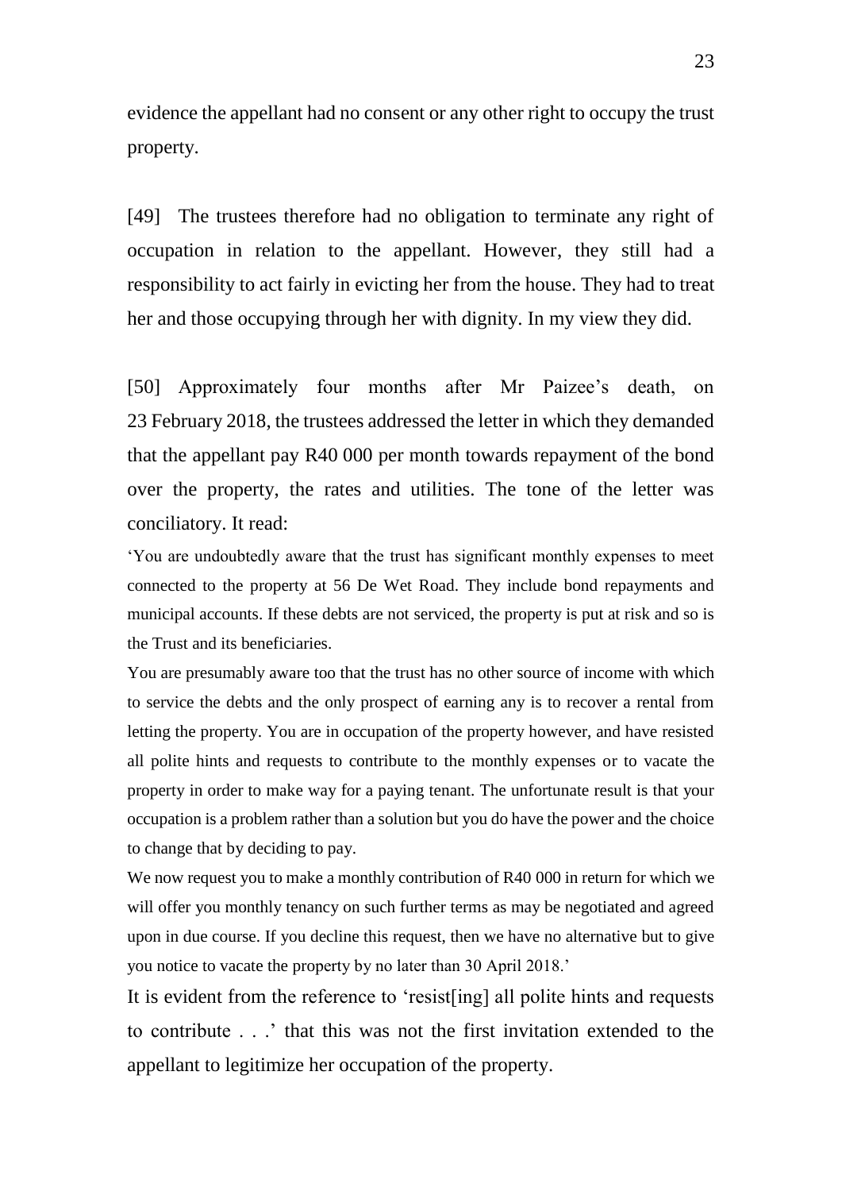evidence the appellant had no consent or any other right to occupy the trust property.

[49] The trustees therefore had no obligation to terminate any right of occupation in relation to the appellant. However, they still had a responsibility to act fairly in evicting her from the house. They had to treat her and those occupying through her with dignity. In my view they did.

[50] Approximately four months after Mr Paizee's death, on 23 February 2018, the trustees addressed the letter in which they demanded that the appellant pay R40 000 per month towards repayment of the bond over the property, the rates and utilities. The tone of the letter was conciliatory. It read:

'You are undoubtedly aware that the trust has significant monthly expenses to meet connected to the property at 56 De Wet Road. They include bond repayments and municipal accounts. If these debts are not serviced, the property is put at risk and so is the Trust and its beneficiaries.

You are presumably aware too that the trust has no other source of income with which to service the debts and the only prospect of earning any is to recover a rental from letting the property. You are in occupation of the property however, and have resisted all polite hints and requests to contribute to the monthly expenses or to vacate the property in order to make way for a paying tenant. The unfortunate result is that your occupation is a problem rather than a solution but you do have the power and the choice to change that by deciding to pay.

We now request you to make a monthly contribution of R40 000 in return for which we will offer you monthly tenancy on such further terms as may be negotiated and agreed upon in due course. If you decline this request, then we have no alternative but to give you notice to vacate the property by no later than 30 April 2018.'

It is evident from the reference to 'resist[ing] all polite hints and requests to contribute . . .' that this was not the first invitation extended to the appellant to legitimize her occupation of the property.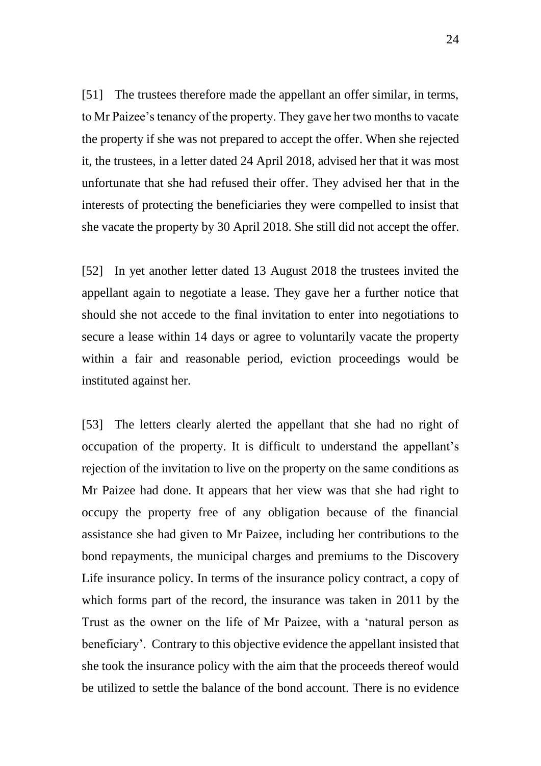[51] The trustees therefore made the appellant an offer similar, in terms, to Mr Paizee's tenancy of the property. They gave her two months to vacate the property if she was not prepared to accept the offer. When she rejected it, the trustees, in a letter dated 24 April 2018, advised her that it was most unfortunate that she had refused their offer. They advised her that in the interests of protecting the beneficiaries they were compelled to insist that she vacate the property by 30 April 2018. She still did not accept the offer.

[52] In yet another letter dated 13 August 2018 the trustees invited the appellant again to negotiate a lease. They gave her a further notice that should she not accede to the final invitation to enter into negotiations to secure a lease within 14 days or agree to voluntarily vacate the property within a fair and reasonable period, eviction proceedings would be instituted against her.

[53] The letters clearly alerted the appellant that she had no right of occupation of the property. It is difficult to understand the appellant's rejection of the invitation to live on the property on the same conditions as Mr Paizee had done. It appears that her view was that she had right to occupy the property free of any obligation because of the financial assistance she had given to Mr Paizee, including her contributions to the bond repayments, the municipal charges and premiums to the Discovery Life insurance policy. In terms of the insurance policy contract, a copy of which forms part of the record, the insurance was taken in 2011 by the Trust as the owner on the life of Mr Paizee, with a 'natural person as beneficiary'. Contrary to this objective evidence the appellant insisted that she took the insurance policy with the aim that the proceeds thereof would be utilized to settle the balance of the bond account. There is no evidence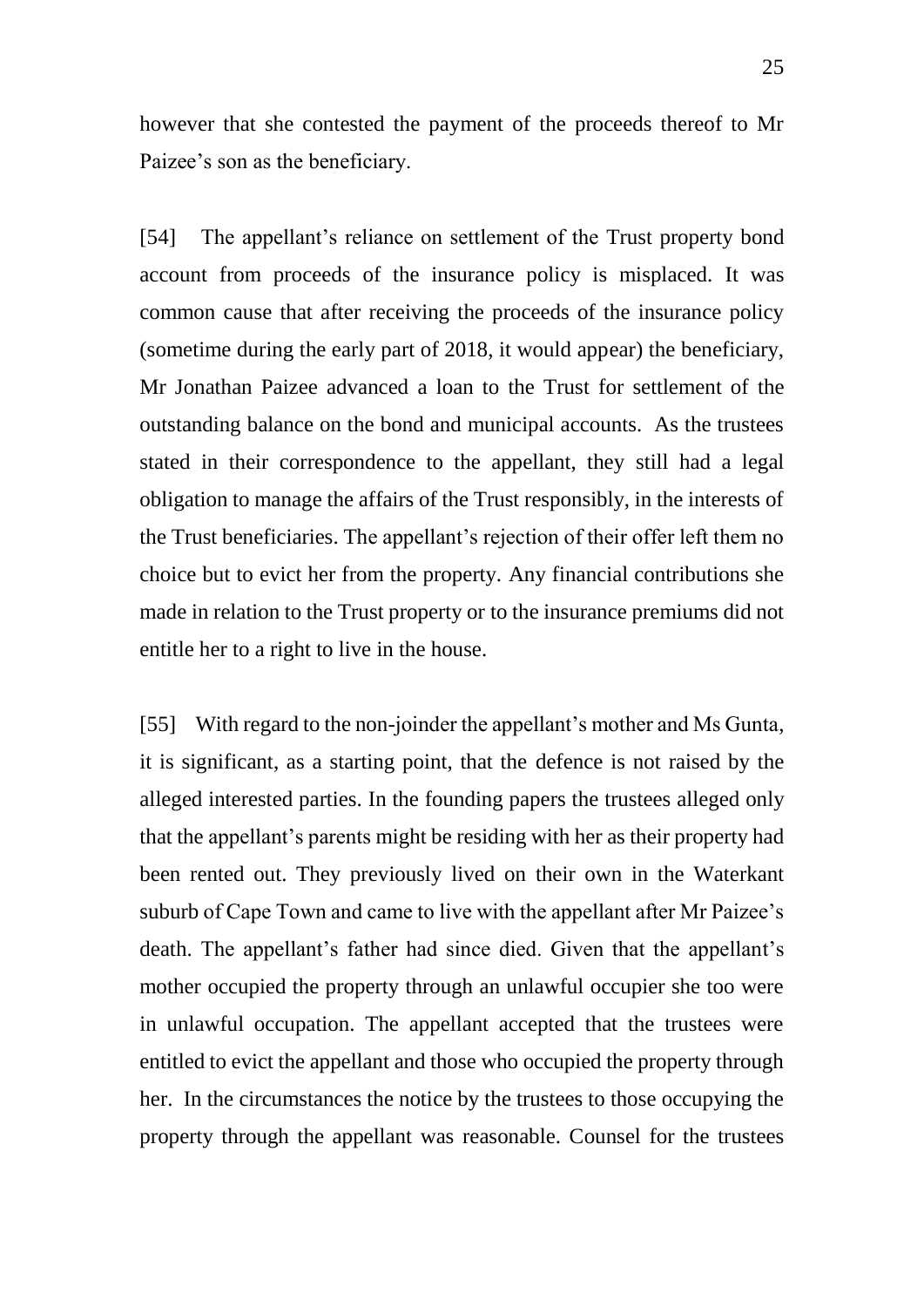however that she contested the payment of the proceeds thereof to Mr Paizee's son as the beneficiary.

[54] The appellant's reliance on settlement of the Trust property bond account from proceeds of the insurance policy is misplaced. It was common cause that after receiving the proceeds of the insurance policy (sometime during the early part of 2018, it would appear) the beneficiary, Mr Jonathan Paizee advanced a loan to the Trust for settlement of the outstanding balance on the bond and municipal accounts. As the trustees stated in their correspondence to the appellant, they still had a legal obligation to manage the affairs of the Trust responsibly, in the interests of the Trust beneficiaries. The appellant's rejection of their offer left them no choice but to evict her from the property. Any financial contributions she made in relation to the Trust property or to the insurance premiums did not entitle her to a right to live in the house.

[55] With regard to the non-joinder the appellant's mother and Ms Gunta, it is significant, as a starting point, that the defence is not raised by the alleged interested parties. In the founding papers the trustees alleged only that the appellant's parents might be residing with her as their property had been rented out. They previously lived on their own in the Waterkant suburb of Cape Town and came to live with the appellant after Mr Paizee's death. The appellant's father had since died. Given that the appellant's mother occupied the property through an unlawful occupier she too were in unlawful occupation. The appellant accepted that the trustees were entitled to evict the appellant and those who occupied the property through her. In the circumstances the notice by the trustees to those occupying the property through the appellant was reasonable. Counsel for the trustees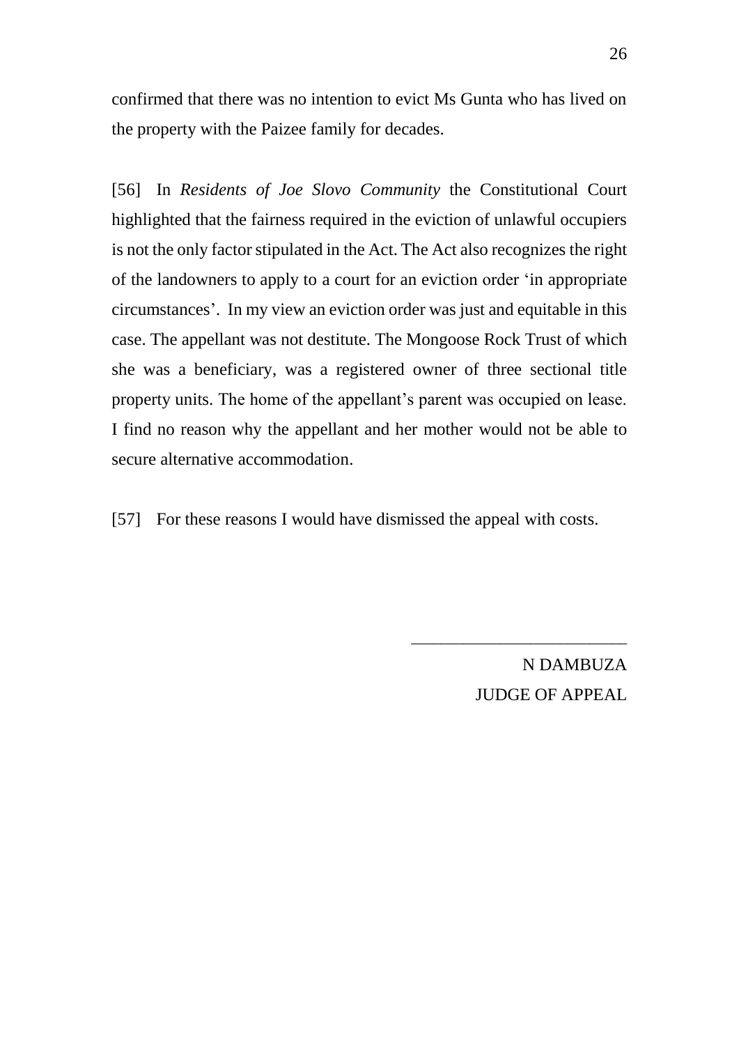confirmed that there was no intention to evict Ms Gunta who has lived on the property with the Paizee family for decades.

[56] In *Residents of Joe Slovo Community* the Constitutional Court highlighted that the fairness required in the eviction of unlawful occupiers is not the only factor stipulated in the Act. The Act also recognizes the right of the landowners to apply to a court for an eviction order 'in appropriate circumstances'. In my view an eviction order was just and equitable in this case. The appellant was not destitute. The Mongoose Rock Trust of which she was a beneficiary, was a registered owner of three sectional title property units. The home of the appellant's parent was occupied on lease. I find no reason why the appellant and her mother would not be able to secure alternative accommodation.

[57] For these reasons I would have dismissed the appeal with costs.

\_\_\_\_\_\_\_\_\_\_\_\_\_\_\_\_\_\_\_\_\_\_\_\_\_

N DAMBUZA

JUDGE OF APPEAL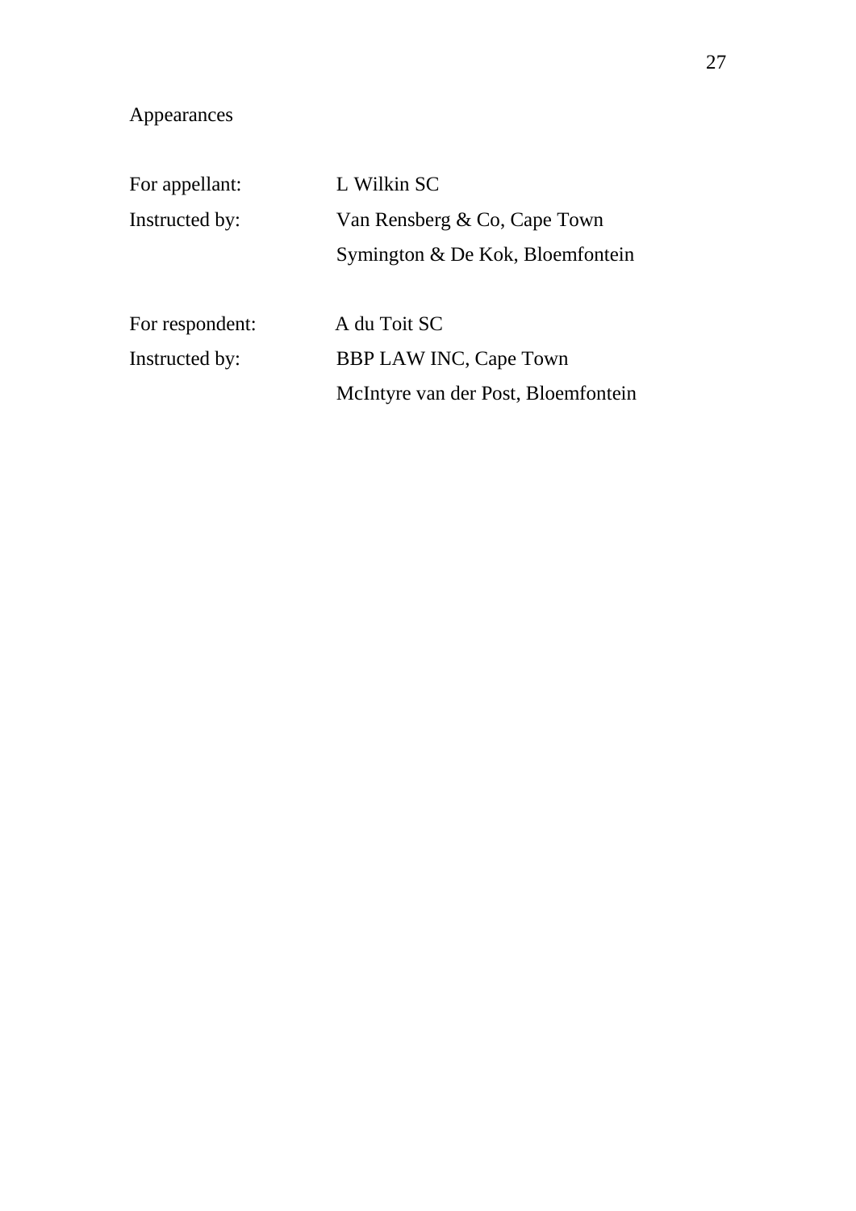Appearances

| | |
|---|---|
| For appellant: | L Wilkin SC |
| Instructed by: | Van Rensberg & Co, Cape Town |
| | Symington & De Kok, Bloemfontein |
| | |
| For respondent: | A du Toit SC |
| Instructed by: | BBP LAW INC, Cape Town |
| | McIntyre van der Post, Bloemfontein |